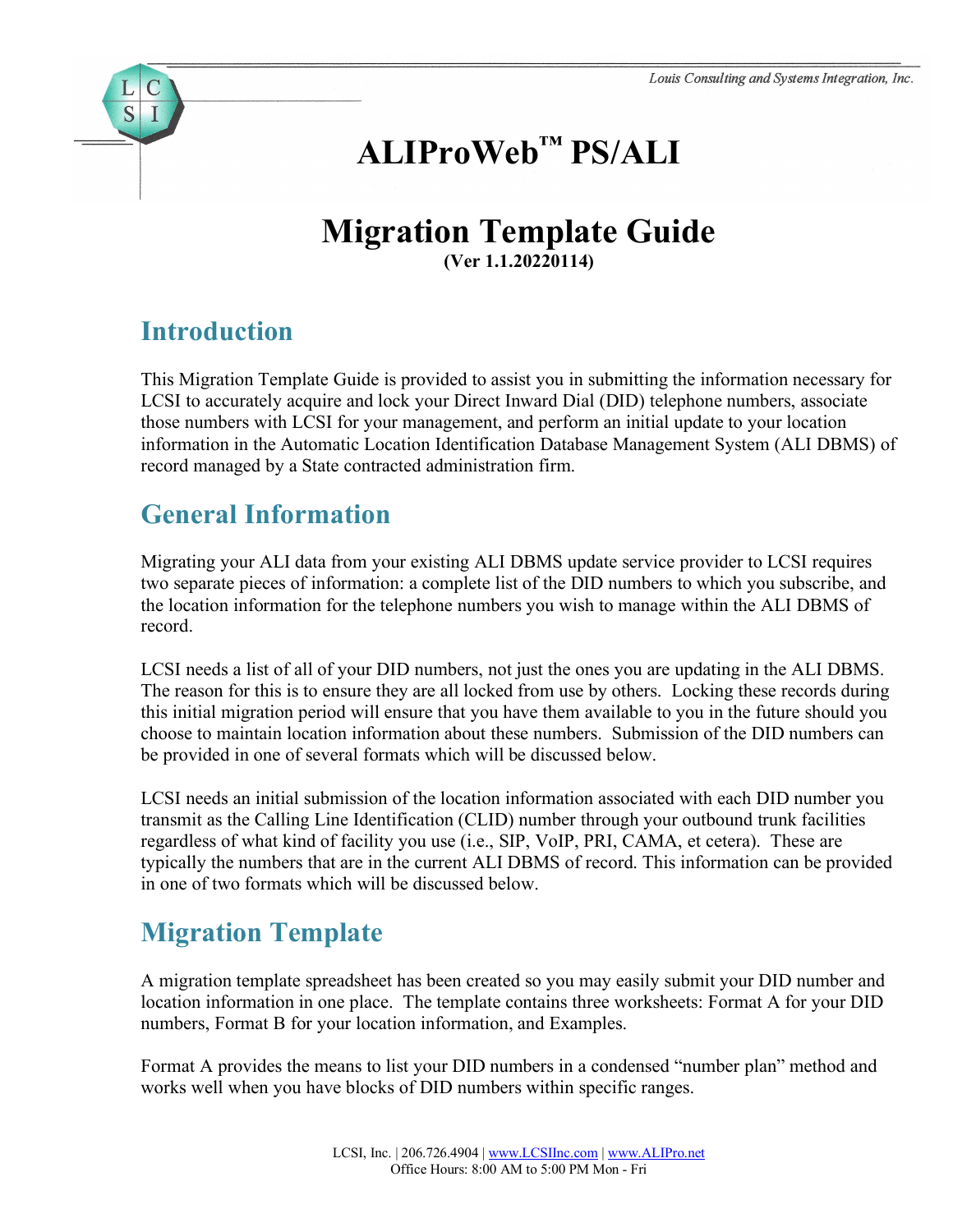Louis Consulting and Systems Integration, Inc.

# ALIProWeb™ PS/ALI

# Migration Template Guide

**(Ver 1.1.20220114)**

## Introduction

This Migration Template Guide is provided to assist you in submitting the information necessary for LCSI to accurately acquire and lock your Direct Inward Dial (DID) telephone numbers, associate those numbers with LCSI for your management, and perform an initial update to your location information in the Automatic Location Identification Database Management System (ALI DBMS) of record managed by a State contracted administration firm.

## General Information

Migrating your ALI data from your existing ALI DBMS update service provider to LCSI requires two separate pieces of information: a complete list of the DID numbers to which you subscribe, and the location information for the telephone numbers you wish to manage within the ALI DBMS of record.

LCSI needs a list of all of your DID numbers, not just the ones you are updating in the ALI DBMS. The reason for this is to ensure they are all locked from use by others. Locking these records during this initial migration period will ensure that you have them available to you in the future should you choose to maintain location information about these numbers. Submission of the DID numbers can be provided in one of several formats which will be discussed below.

LCSI needs an initial submission of the location information associated with each DID number you transmit as the Calling Line Identification (CLID) number through your outbound trunk facilities regardless of what kind of facility you use (i.e., SIP, VoIP, PRI, CAMA, et cetera). These are typically the numbers that are in the current ALI DBMS of record. This information can be provided in one of two formats which will be discussed below.

## Migration Template

A migration template spreadsheet has been created so you may easily submit your DID number and location information in one place. The template contains three worksheets: Format A for your DID numbers, Format B for your location information, and Examples.

Format A provides the means to list your DID numbers in a condensed "number plan" method and works well when you have blocks of DID numbers within specific ranges.

LCSI, Inc. | 206.726.4904 | www.LCSIInc.com | www.ALIPro.net
Office Hours: 8:00 AM to 5:00 PM Mon - Fri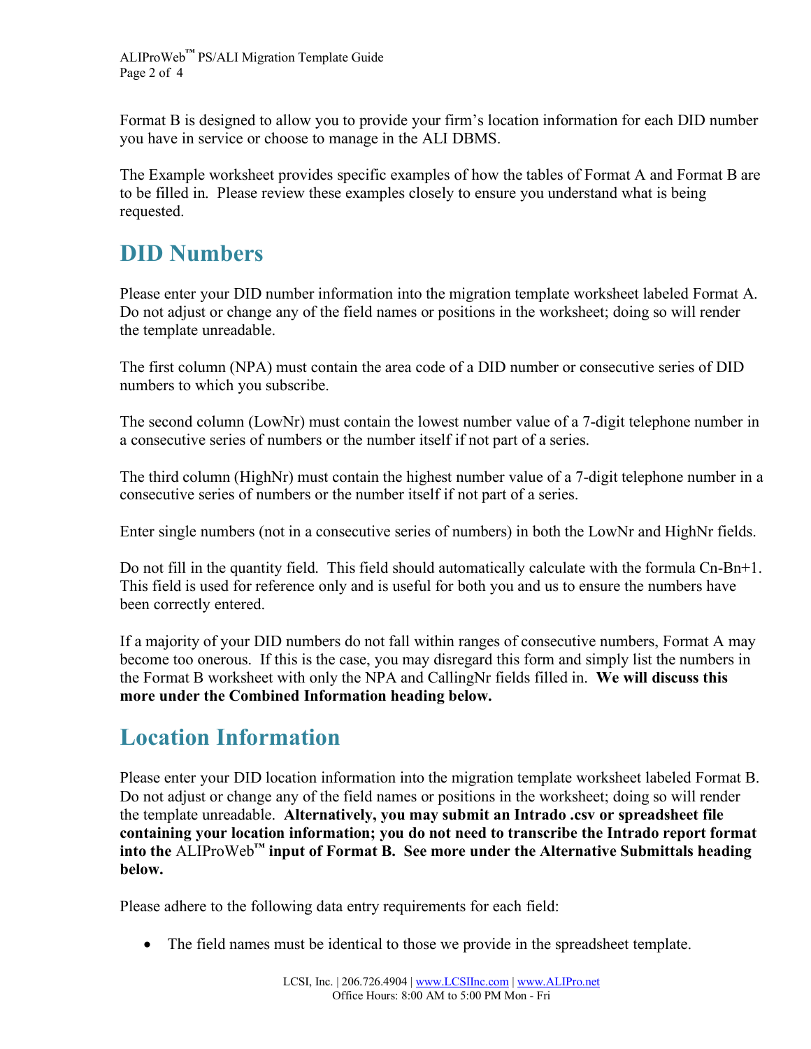Format B is designed to allow you to provide your firm's location information for each DID number you have in service or choose to manage in the ALI DBMS.

The Example worksheet provides specific examples of how the tables of Format A and Format B are to be filled in. Please review these examples closely to ensure you understand what is being requested.

## DID Numbers

Please enter your DID number information into the migration template worksheet labeled Format A. Do not adjust or change any of the field names or positions in the worksheet; doing so will render the template unreadable.

The first column (NPA) must contain the area code of a DID number or consecutive series of DID numbers to which you subscribe.

The second column (LowNr) must contain the lowest number value of a 7-digit telephone number in a consecutive series of numbers or the number itself if not part of a series.

The third column (HighNr) must contain the highest number value of a 7-digit telephone number in a consecutive series of numbers or the number itself if not part of a series.

Enter single numbers (not in a consecutive series of numbers) in both the LowNr and HighNr fields.

Do not fill in the quantity field. This field should automatically calculate with the formula Cn-Bn+1. This field is used for reference only and is useful for both you and us to ensure the numbers have been correctly entered.

If a majority of your DID numbers do not fall within ranges of consecutive numbers, Format A may become too onerous. If this is the case, you may disregard this form and simply list the numbers in the Format B worksheet with only the NPA and CallingNr fields filled in. **We will discuss this more under the Combined Information heading below.**

## Location Information

Please enter your DID location information into the migration template worksheet labeled Format B. Do not adjust or change any of the field names or positions in the worksheet; doing so will render the template unreadable. **Alternatively, you may submit an Intrado .csv or spreadsheet file containing your location information; you do not need to transcribe the Intrado report format into the** ALIProWeb™ **input of Format B. See more under the Alternative Submittals heading below.**

Please adhere to the following data entry requirements for each field:

- The field names must be identical to those we provide in the spreadsheet template.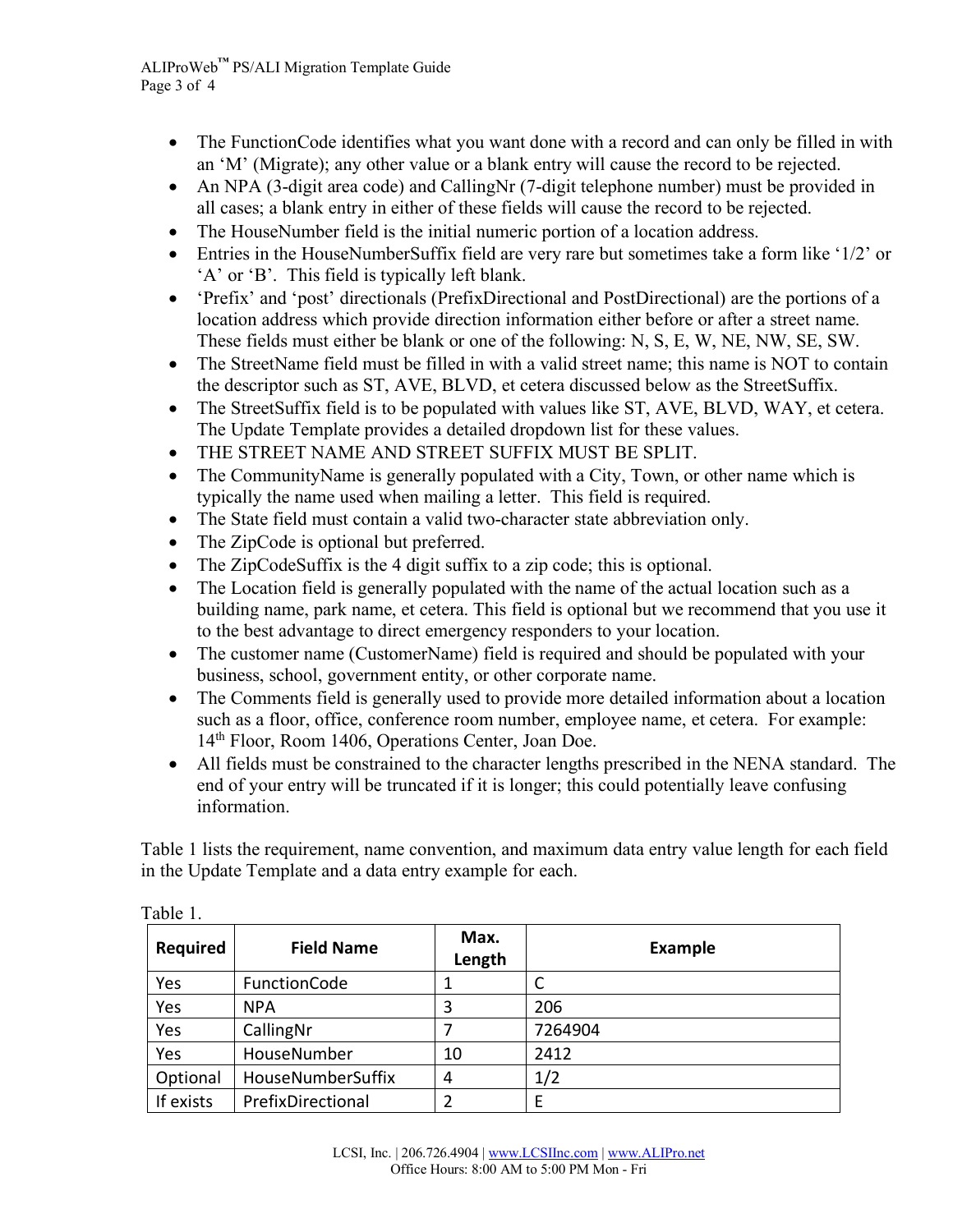- The FunctionCode identifies what you want done with a record and can only be filled in with an 'M' (Migrate); any other value or a blank entry will cause the record to be rejected.
- An NPA (3-digit area code) and CallingNr (7-digit telephone number) must be provided in all cases; a blank entry in either of these fields will cause the record to be rejected.
- The HouseNumber field is the initial numeric portion of a location address.
- Entries in the HouseNumberSuffix field are very rare but sometimes take a form like '1/2' or 'A' or 'B'. This field is typically left blank.
- 'Prefix' and 'post' directionals (PrefixDirectional and PostDirectional) are the portions of a location address which provide direction information either before or after a street name. These fields must either be blank or one of the following: N, S, E, W, NE, NW, SE, SW.
- The StreetName field must be filled in with a valid street name; this name is NOT to contain the descriptor such as ST, AVE, BLVD, et cetera discussed below as the StreetSuffix.
- The StreetSuffix field is to be populated with values like ST, AVE, BLVD, WAY, et cetera. The Update Template provides a detailed dropdown list for these values.
- THE STREET NAME AND STREET SUFFIX MUST BE SPLIT.
- The CommunityName is generally populated with a City, Town, or other name which is typically the name used when mailing a letter. This field is required.
- The State field must contain a valid two-character state abbreviation only.
- The ZipCode is optional but preferred.
- The ZipCodeSuffix is the 4 digit suffix to a zip code; this is optional.
- The Location field is generally populated with the name of the actual location such as a building name, park name, et cetera. This field is optional but we recommend that you use it to the best advantage to direct emergency responders to your location.
- The customer name (CustomerName) field is required and should be populated with your business, school, government entity, or other corporate name.
- The Comments field is generally used to provide more detailed information about a location such as a floor, office, conference room number, employee name, et cetera. For example: 14th Floor, Room 1406, Operations Center, Joan Doe.
- All fields must be constrained to the character lengths prescribed in the NENA standard. The end of your entry will be truncated if it is longer; this could potentially leave confusing information.

Table 1 lists the requirement, name convention, and maximum data entry value length for each field in the Update Template and a data entry example for each.

Table 1.

| Required | Field Name | Max. Length | Example |
|---|---|---|---|
| Yes | FunctionCode | 1 | C |
| Yes | NPA | 3 | 206 |
| Yes | CallingNr | 7 | 7264904 |
| Yes | HouseNumber | 10 | 2412 |
| Optional | HouseNumberSuffix | 4 | 1/2 |
| If exists | PrefixDirectional | 2 | E |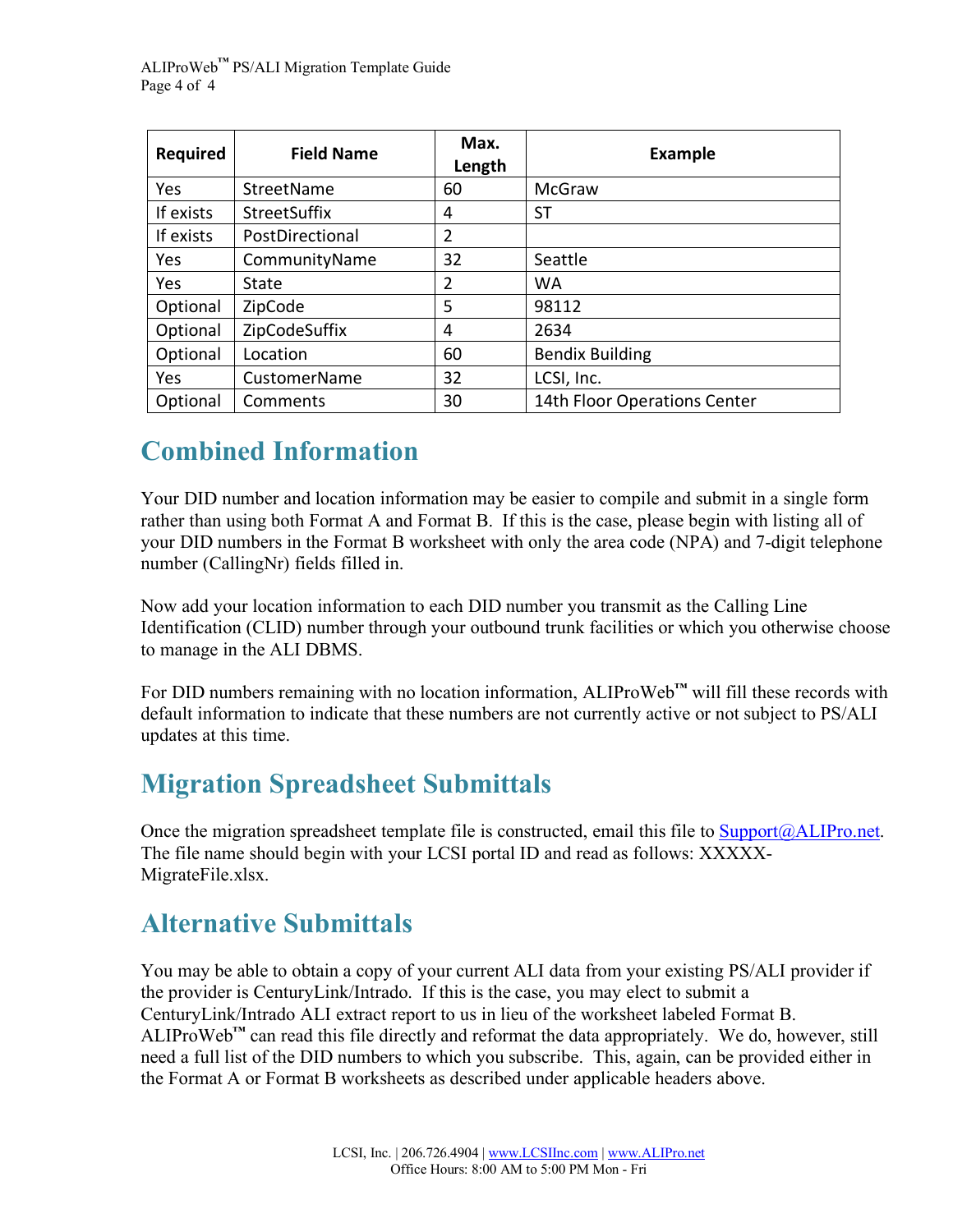| Required | Field Name | Max. Length | Example |
| --- | --- | --- | --- |
| Yes | StreetName | 60 | McGraw |
| If exists | StreetSuffix | 4 | ST |
| If exists | PostDirectional | 2 | |
| Yes | CommunityName | 32 | Seattle |
| Yes | State | 2 | WA |
| Optional | ZipCode | 5 | 98112 |
| Optional | ZipCodeSuffix | 4 | 2634 |
| Optional | Location | 60 | Bendix Building |
| Yes | CustomerName | 32 | LCSI, Inc. |
| Optional | Comments | 30 | 14th Floor Operations Center |

## Combined Information

Your DID number and location information may be easier to compile and submit in a single form rather than using both Format A and Format B. If this is the case, please begin with listing all of your DID numbers in the Format B worksheet with only the area code (NPA) and 7-digit telephone number (CallingNr) fields filled in.

Now add your location information to each DID number you transmit as the Calling Line Identification (CLID) number through your outbound trunk facilities or which you otherwise choose to manage in the ALI DBMS.

For DID numbers remaining with no location information, ALIProWeb™ will fill these records with default information to indicate that these numbers are not currently active or not subject to PS/ALI updates at this time.

## Migration Spreadsheet Submittals

Once the migration spreadsheet template file is constructed, email this file to Support@ALIPro.net. The file name should begin with your LCSI portal ID and read as follows: XXXXX-MigrateFile.xlsx.

## Alternative Submittals

You may be able to obtain a copy of your current ALI data from your existing PS/ALI provider if the provider is CenturyLink/Intrado. If this is the case, you may elect to submit a CenturyLink/Intrado ALI extract report to us in lieu of the worksheet labeled Format B. ALIProWeb™ can read this file directly and reformat the data appropriately. We do, however, still need a full list of the DID numbers to which you subscribe. This, again, can be provided either in the Format A or Format B worksheets as described under applicable headers above.